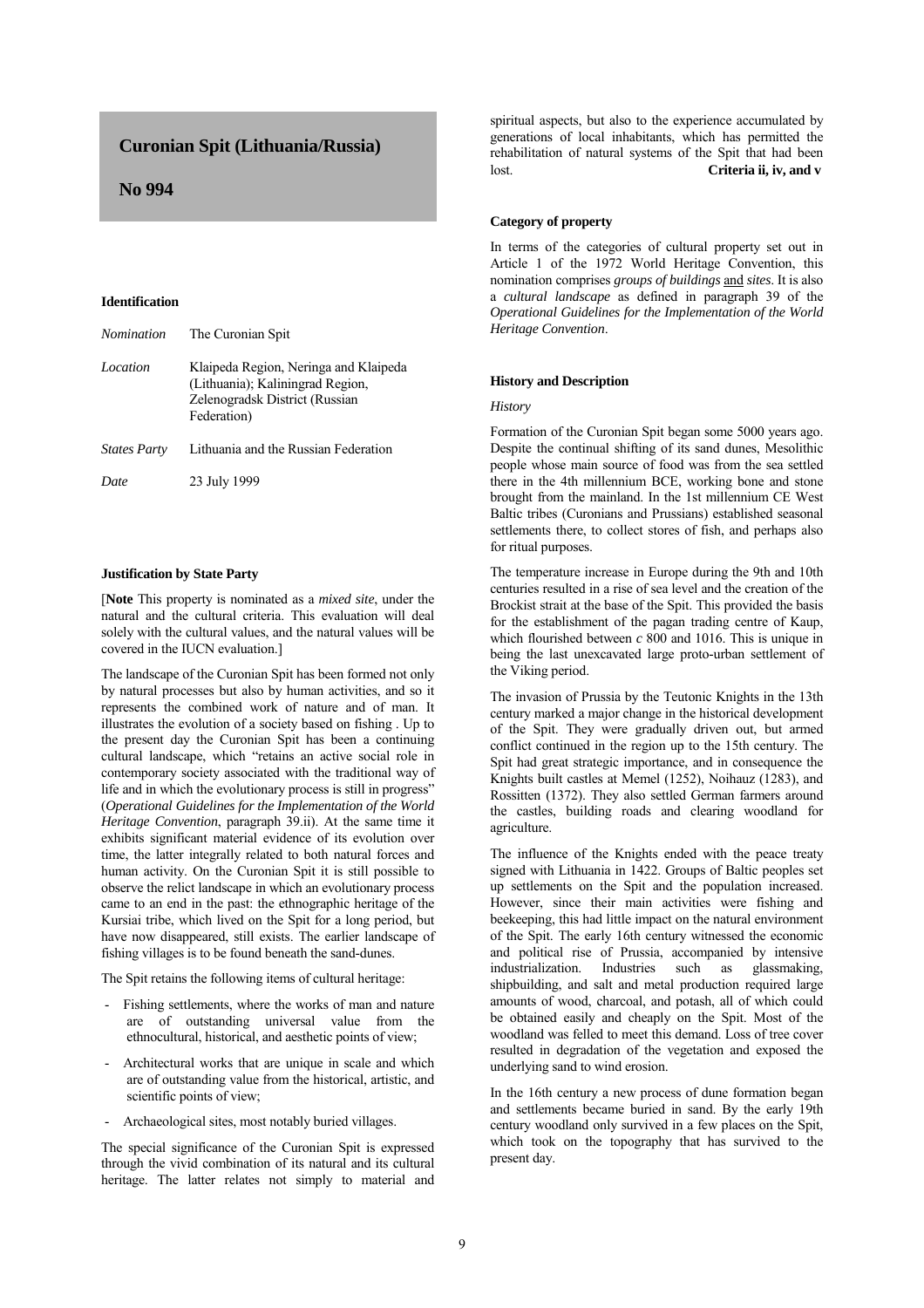# Curonian Spit (Lithuania/Russia)

## No 994

### Identification

*Nomination* The Curonian Spit

*Location* Klaipeda Region, Neringa and Klaipeda (Lithuania); Kaliningrad Region, Zelenogradsk District (Russian Federation)

*States Party* Lithuania and the Russian Federation

*Date* 23 July 1999

### Justification by State Party

[**Note** This property is nominated as a *mixed site*, under the natural and the cultural criteria. This evaluation will deal solely with the cultural values, and the natural values will be covered in the IUCN evaluation.]

The landscape of the Curonian Spit has been formed not only by natural processes but also by human activities, and so it represents the combined work of nature and of man. It illustrates the evolution of a society based on fishing . Up to the present day the Curonian Spit has been a continuing cultural landscape, which "retains an active social role in contemporary society associated with the traditional way of life and in which the evolutionary process is still in progress" (*Operational Guidelines for the Implementation of the World Heritage Convention*, paragraph 39.ii). At the same time it exhibits significant material evidence of its evolution over time, the latter integrally related to both natural forces and human activity. On the Curonian Spit it is still possible to observe the relict landscape in which an evolutionary process came to an end in the past: the ethnographic heritage of the Kursiai tribe, which lived on the Spit for a long period, but have now disappeared, still exists. The earlier landscape of fishing villages is to be found beneath the sand-dunes.

The Spit retains the following items of cultural heritage:

- Fishing settlements, where the works of man and nature are of outstanding universal value from the ethnocultural, historical, and aesthetic points of view;
- Architectural works that are unique in scale and which are of outstanding value from the historical, artistic, and scientific points of view;
- Archaeological sites, most notably buried villages.

The special significance of the Curonian Spit is expressed through the vivid combination of its natural and its cultural heritage. The latter relates not simply to material and spiritual aspects, but also to the experience accumulated by generations of local inhabitants, which has permitted the rehabilitation of natural systems of the Spit that had been lost. **Criteria ii, iv, and v**

### Category of property

In terms of the categories of cultural property set out in Article 1 of the 1972 World Heritage Convention, this nomination comprises *groups of buildings* and *sites*. It is also a *cultural landscape* as defined in paragraph 39 of the *Operational Guidelines for the Implementation of the World Heritage Convention*.

### History and Description

*History*

Formation of the Curonian Spit began some 5000 years ago. Despite the continual shifting of its sand dunes, Mesolithic people whose main source of food was from the sea settled there in the 4th millennium BCE, working bone and stone brought from the mainland. In the 1st millennium CE West Baltic tribes (Curonians and Prussians) established seasonal settlements there, to collect stores of fish, and perhaps also for ritual purposes.

The temperature increase in Europe during the 9th and 10th centuries resulted in a rise of sea level and the creation of the Brockist strait at the base of the Spit. This provided the basis for the establishment of the pagan trading centre of Kaup, which flourished between *c* 800 and 1016. This is unique in being the last unexcavated large proto-urban settlement of the Viking period.

The invasion of Prussia by the Teutonic Knights in the 13th century marked a major change in the historical development of the Spit. They were gradually driven out, but armed conflict continued in the region up to the 15th century. The Spit had great strategic importance, and in consequence the Knights built castles at Memel (1252), Noihauz (1283), and Rossitten (1372). They also settled German farmers around the castles, building roads and clearing woodland for agriculture.

The influence of the Knights ended with the peace treaty signed with Lithuania in 1422. Groups of Baltic peoples set up settlements on the Spit and the population increased. However, since their main activities were fishing and beekeeping, this had little impact on the natural environment of the Spit. The early 16th century witnessed the economic and political rise of Prussia, accompanied by intensive industrialization. Industries such as glassmaking, shipbuilding, and salt and metal production required large amounts of wood, charcoal, and potash, all of which could be obtained easily and cheaply on the Spit. Most of the woodland was felled to meet this demand. Loss of tree cover resulted in degradation of the vegetation and exposed the underlying sand to wind erosion.

In the 16th century a new process of dune formation began and settlements became buried in sand. By the early 19th century woodland only survived in a few places on the Spit, which took on the topography that has survived to the present day.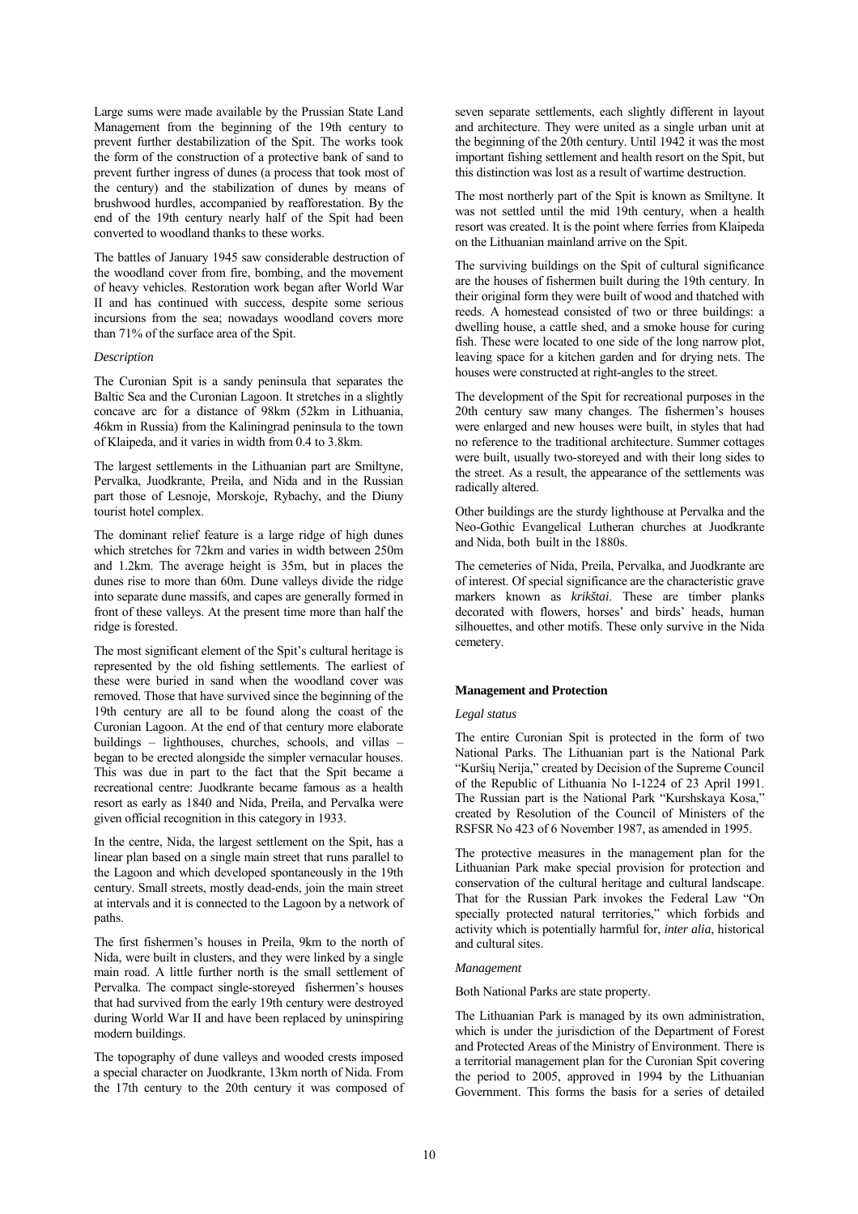Large sums were made available by the Prussian State Land Management from the beginning of the 19th century to prevent further destabilization of the Spit. The works took the form of the construction of a protective bank of sand to prevent further ingress of dunes (a process that took most of the century) and the stabilization of dunes by means of brushwood hurdles, accompanied by reafforestation. By the end of the 19th century nearly half of the Spit had been converted to woodland thanks to these works.

The battles of January 1945 saw considerable destruction of the woodland cover from fire, bombing, and the movement of heavy vehicles. Restoration work began after World War II and has continued with success, despite some serious incursions from the sea; nowadays woodland covers more than 71% of the surface area of the Spit.

*Description*

The Curonian Spit is a sandy peninsula that separates the Baltic Sea and the Curonian Lagoon. It stretches in a slightly concave arc for a distance of 98km (52km in Lithuania, 46km in Russia) from the Kaliningrad peninsula to the town of Klaipeda, and it varies in width from 0.4 to 3.8km.

The largest settlements in the Lithuanian part are Smiltyne, Pervalka, Juodkrante, Preila, and Nida and in the Russian part those of Lesnoje, Morskoje, Rybachy, and the Diuny tourist hotel complex.

The dominant relief feature is a large ridge of high dunes which stretches for 72km and varies in width between 250m and 1.2km. The average height is 35m, but in places the dunes rise to more than 60m. Dune valleys divide the ridge into separate dune massifs, and capes are generally formed in front of these valleys. At the present time more than half the ridge is forested.

The most significant element of the Spit's cultural heritage is represented by the old fishing settlements. The earliest of these were buried in sand when the woodland cover was removed. Those that have survived since the beginning of the 19th century are all to be found along the coast of the Curonian Lagoon. At the end of that century more elaborate buildings – lighthouses, churches, schools, and villas – began to be erected alongside the simpler vernacular houses. This was due in part to the fact that the Spit became a recreational centre: Juodkrante became famous as a health resort as early as 1840 and Nida, Preila, and Pervalka were given official recognition in this category in 1933.

In the centre, Nida, the largest settlement on the Spit, has a linear plan based on a single main street that runs parallel to the Lagoon and which developed spontaneously in the 19th century. Small streets, mostly dead-ends, join the main street at intervals and it is connected to the Lagoon by a network of paths.

The first fishermen's houses in Preila, 9km to the north of Nida, were built in clusters, and they were linked by a single main road. A little further north is the small settlement of Pervalka. The compact single-storeyed fishermen's houses that had survived from the early 19th century were destroyed during World War II and have been replaced by uninspiring modern buildings.

The topography of dune valleys and wooded crests imposed a special character on Juodkrante, 13km north of Nida. From the 17th century to the 20th century it was composed of seven separate settlements, each slightly different in layout and architecture. They were united as a single urban unit at the beginning of the 20th century. Until 1942 it was the most important fishing settlement and health resort on the Spit, but this distinction was lost as a result of wartime destruction.

The most northerly part of the Spit is known as Smiltyne. It was not settled until the mid 19th century, when a health resort was created. It is the point where ferries from Klaipeda on the Lithuanian mainland arrive on the Spit.

The surviving buildings on the Spit of cultural significance are the houses of fishermen built during the 19th century. In their original form they were built of wood and thatched with reeds. A homestead consisted of two or three buildings: a dwelling house, a cattle shed, and a smoke house for curing fish. These were located to one side of the long narrow plot, leaving space for a kitchen garden and for drying nets. The houses were constructed at right-angles to the street.

The development of the Spit for recreational purposes in the 20th century saw many changes. The fishermen's houses were enlarged and new houses were built, in styles that had no reference to the traditional architecture. Summer cottages were built, usually two-storeyed and with their long sides to the street. As a result, the appearance of the settlements was radically altered.

Other buildings are the sturdy lighthouse at Pervalka and the Neo-Gothic Evangelical Lutheran churches at Juodkrante and Nida, both built in the 1880s.

The cemeteries of Nida, Preila, Pervalka, and Juodkrante are of interest. Of special significance are the characteristic grave markers known as *krikštai*. These are timber planks decorated with flowers, horses' and birds' heads, human silhouettes, and other motifs. These only survive in the Nida cemetery.

**Management and Protection**

*Legal status*

The entire Curonian Spit is protected in the form of two National Parks. The Lithuanian part is the National Park "Kuršių Nerija," created by Decision of the Supreme Council of the Republic of Lithuania No I-1224 of 23 April 1991. The Russian part is the National Park "Kurshskaya Kosa," created by Resolution of the Council of Ministers of the RSFSR No 423 of 6 November 1987, as amended in 1995.

The protective measures in the management plan for the Lithuanian Park make special provision for protection and conservation of the cultural heritage and cultural landscape. That for the Russian Park invokes the Federal Law "On specially protected natural territories," which forbids and activity which is potentially harmful for, *inter alia*, historical and cultural sites.

*Management*

Both National Parks are state property.

The Lithuanian Park is managed by its own administration, which is under the jurisdiction of the Department of Forest and Protected Areas of the Ministry of Environment. There is a territorial management plan for the Curonian Spit covering the period to 2005, approved in 1994 by the Lithuanian Government. This forms the basis for a series of detailed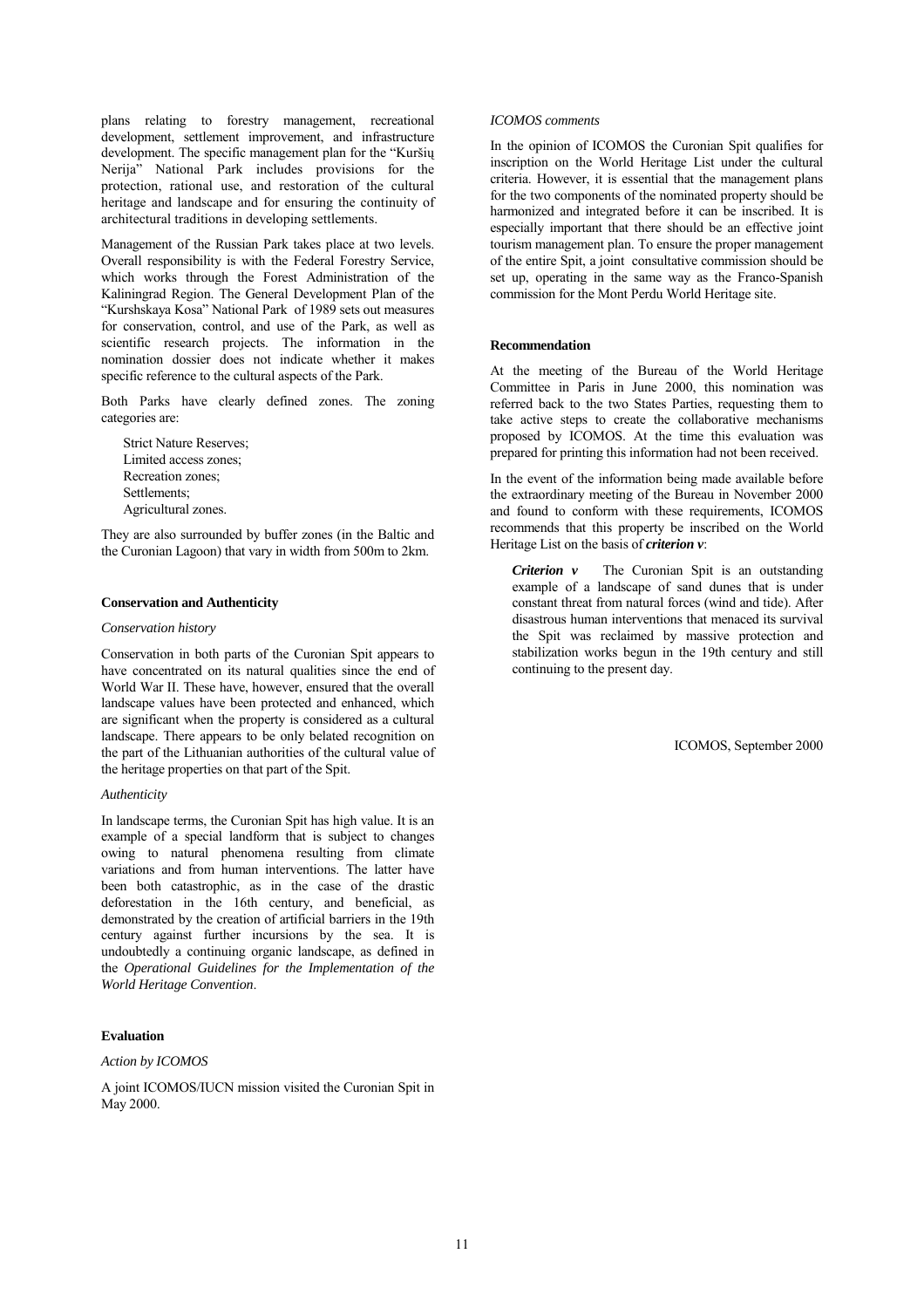plans relating to forestry management, recreational development, settlement improvement, and infrastructure development. The specific management plan for the "Kuršių Nerija" National Park includes provisions for the protection, rational use, and restoration of the cultural heritage and landscape and for ensuring the continuity of architectural traditions in developing settlements.

Management of the Russian Park takes place at two levels. Overall responsibility is with the Federal Forestry Service, which works through the Forest Administration of the Kaliningrad Region. The General Development Plan of the "Kurshskaya Kosa" National Park of 1989 sets out measures for conservation, control, and use of the Park, as well as scientific research projects. The information in the nomination dossier does not indicate whether it makes specific reference to the cultural aspects of the Park.

Both Parks have clearly defined zones. The zoning categories are:

- Strict Nature Reserves;
- Limited access zones;
- Recreation zones;
- Settlements;
- Agricultural zones.

They are also surrounded by buffer zones (in the Baltic and the Curonian Lagoon) that vary in width from 500m to 2km.

### Conservation and Authenticity

*Conservation history*

Conservation in both parts of the Curonian Spit appears to have concentrated on its natural qualities since the end of World War II. These have, however, ensured that the overall landscape values have been protected and enhanced, which are significant when the property is considered as a cultural landscape. There appears to be only belated recognition on the part of the Lithuanian authorities of the cultural value of the heritage properties on that part of the Spit.

*Authenticity*

In landscape terms, the Curonian Spit has high value. It is an example of a special landform that is subject to changes owing to natural phenomena resulting from climate variations and from human interventions. The latter have been both catastrophic, as in the case of the drastic deforestation in the 16th century, and beneficial, as demonstrated by the creation of artificial barriers in the 19th century against further incursions by the sea. It is undoubtedly a continuing organic landscape, as defined in the *Operational Guidelines for the Implementation of the World Heritage Convention*.

### Evaluation

*Action by ICOMOS*

A joint ICOMOS/IUCN mission visited the Curonian Spit in May 2000.

*ICOMOS comments*

In the opinion of ICOMOS the Curonian Spit qualifies for inscription on the World Heritage List under the cultural criteria. However, it is essential that the management plans for the two components of the nominated property should be harmonized and integrated before it can be inscribed. It is especially important that there should be an effective joint tourism management plan. To ensure the proper management of the entire Spit, a joint consultative commission should be set up, operating in the same way as the Franco-Spanish commission for the Mont Perdu World Heritage site.

### Recommendation

At the meeting of the Bureau of the World Heritage Committee in Paris in June 2000, this nomination was referred back to the two States Parties, requesting them to take active steps to create the collaborative mechanisms proposed by ICOMOS. At the time this evaluation was prepared for printing this information had not been received.

In the event of the information being made available before the extraordinary meeting of the Bureau in November 2000 and found to conform with these requirements, ICOMOS recommends that this property be inscribed on the World Heritage List on the basis of ***criterion v***:

> ***Criterion v*** The Curonian Spit is an outstanding example of a landscape of sand dunes that is under constant threat from natural forces (wind and tide). After disastrous human interventions that menaced its survival the Spit was reclaimed by massive protection and stabilization works begun in the 19th century and still continuing to the present day.

ICOMOS, September 2000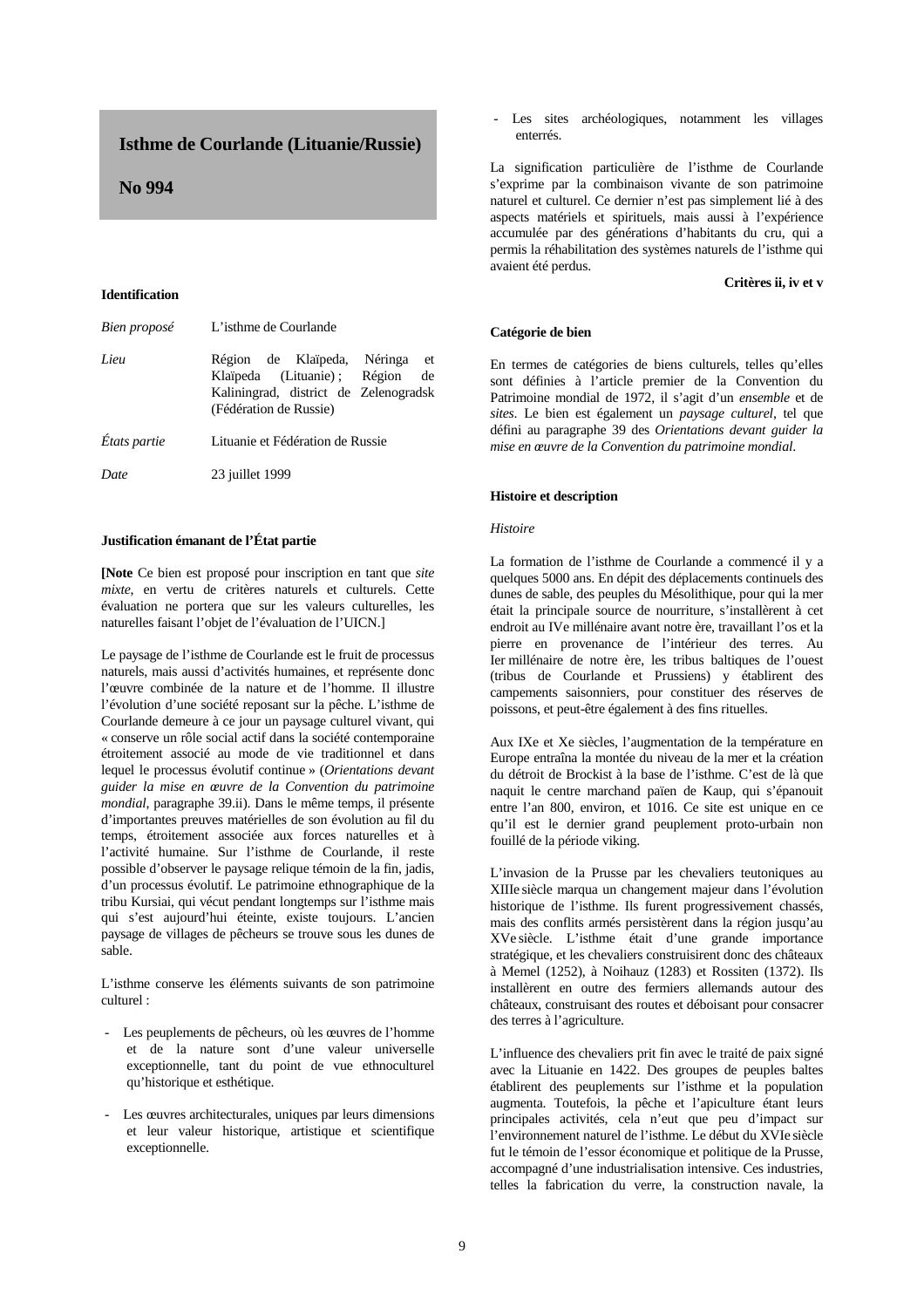# Isthme de Courlande (Lituanie/Russie)

**No 994**

### Identification

| | |
|---|---|
| *Bien proposé* | L'isthme de Courlande |
| *Lieu* | Région de Klaïpeda, Néringa et Klaïpeda (Lituanie) ; Région de Kaliningrad, district de Zelenogradsk (Fédération de Russie) |
| *États partie* | Lituanie et Fédération de Russie |
| *Date* | 23 juillet 1999 |

### Justification émanant de l'État partie

**[Note** Ce bien est proposé pour inscription en tant que *site mixte*, en vertu de critères naturels et culturels. Cette évaluation ne portera que sur les valeurs culturelles, les naturelles faisant l'objet de l'évaluation de l'UICN.]

Le paysage de l'isthme de Courlande est le fruit de processus naturels, mais aussi d'activités humaines, et représente donc l'œuvre combinée de la nature et de l'homme. Il illustre l'évolution d'une société reposant sur la pêche. L'isthme de Courlande demeure à ce jour un paysage culturel vivant, qui « conserve un rôle social actif dans la société contemporaine étroitement associé au mode de vie traditionnel et dans lequel le processus évolutif continue » (*Orientations devant guider la mise en œuvre de la Convention du patrimoine mondial*, paragraphe 39.ii). Dans le même temps, il présente d'importantes preuves matérielles de son évolution au fil du temps, étroitement associée aux forces naturelles et à l'activité humaine. Sur l'isthme de Courlande, il reste possible d'observer le paysage relique témoin de la fin, jadis, d'un processus évolutif. Le patrimoine ethnographique de la tribu Kursiai, qui vécut pendant longtemps sur l'isthme mais qui s'est aujourd'hui éteinte, existe toujours. L'ancien paysage de villages de pêcheurs se trouve sous les dunes de sable.

L'isthme conserve les éléments suivants de son patrimoine culturel :

- Les peuplements de pêcheurs, où les œuvres de l'homme et de la nature sont d'une valeur universelle exceptionnelle, tant du point de vue ethnoculturel qu'historique et esthétique.
- Les œuvres architecturales, uniques par leurs dimensions et leur valeur historique, artistique et scientifique exceptionnelle.
- Les sites archéologiques, notamment les villages enterrés.

La signification particulière de l'isthme de Courlande s'exprime par la combinaison vivante de son patrimoine naturel et culturel. Ce dernier n'est pas simplement lié à des aspects matériels et spirituels, mais aussi à l'expérience accumulée par des générations d'habitants du cru, qui a permis la réhabilitation des systèmes naturels de l'isthme qui avaient été perdus.

**Critères ii, iv et v**

### Catégorie de bien

En termes de catégories de biens culturels, telles qu'elles sont définies à l'article premier de la Convention du Patrimoine mondial de 1972, il s'agit d'un *ensemble* et de *sites*. Le bien est également un *paysage culturel*, tel que défini au paragraphe 39 des *Orientations devant guider la mise en œuvre de la Convention du patrimoine mondial*.

### Histoire et description

*Histoire*

La formation de l'isthme de Courlande a commencé il y a quelques 5000 ans. En dépit des déplacements continuels des dunes de sable, des peuples du Mésolithique, pour qui la mer était la principale source de nourriture, s'installèrent à cet endroit au IVe millénaire avant notre ère, travaillant l'os et la pierre en provenance de l'intérieur des terres. Au Ier millénaire de notre ère, les tribus baltiques de l'ouest (tribus de Courlande et Prussiens) y établirent des campements saisonniers, pour constituer des réserves de poissons, et peut-être également à des fins rituelles.

Aux IXe et Xe siècles, l'augmentation de la température en Europe entraîna la montée du niveau de la mer et la création du détroit de Brockist à la base de l'isthme. C'est de là que naquit le centre marchand païen de Kaup, qui s'épanouit entre l'an 800, environ, et 1016. Ce site est unique en ce qu'il est le dernier grand peuplement proto-urbain non fouillé de la période viking.

L'invasion de la Prusse par les chevaliers teutoniques au XIIIe siècle marqua un changement majeur dans l'évolution historique de l'isthme. Ils furent progressivement chassés, mais des conflits armés persistèrent dans la région jusqu'au XVe siècle. L'isthme était d'une grande importance stratégique, et les chevaliers construisirent donc des châteaux à Memel (1252), à Noihauz (1283) et Rossiten (1372). Ils installèrent en outre des fermiers allemands autour des châteaux, construisant des routes et déboisant pour consacrer des terres à l'agriculture.

L'influence des chevaliers prit fin avec le traité de paix signé avec la Lituanie en 1422. Des groupes de peuples baltes établirent des peuplements sur l'isthme et la population augmenta. Toutefois, la pêche et l'apiculture étant leurs principales activités, cela n'eut que peu d'impact sur l'environnement naturel de l'isthme. Le début du XVIe siècle fut le témoin de l'essor économique et politique de la Prusse, accompagné d'une industrialisation intensive. Ces industries, telles la fabrication du verre, la construction navale, la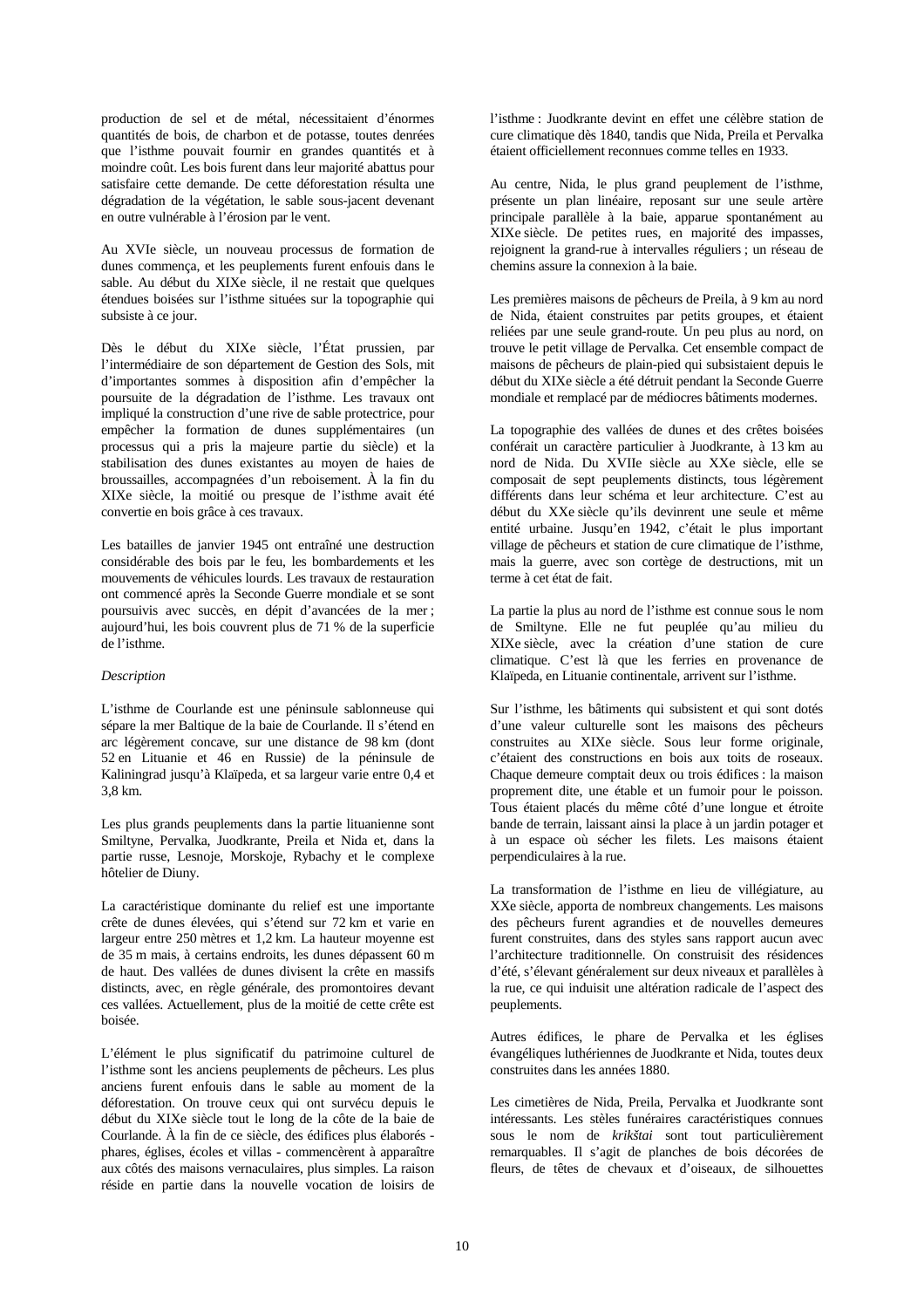production de sel et de métal, nécessitaient d'énormes quantités de bois, de charbon et de potasse, toutes denrées que l'isthme pouvait fournir en grandes quantités et à moindre coût. Les bois furent dans leur majorité abattus pour satisfaire cette demande. De cette déforestation résulta une dégradation de la végétation, le sable sous-jacent devenant en outre vulnérable à l'érosion par le vent.

Au XVIe siècle, un nouveau processus de formation de dunes commença, et les peuplements furent enfouis dans le sable. Au début du XIXe siècle, il ne restait que quelques étendues boisées sur l'isthme situées sur la topographie qui subsiste à ce jour.

Dès le début du XIXe siècle, l'État prussien, par l'intermédiaire de son département de Gestion des Sols, mit d'importantes sommes à disposition afin d'empêcher la poursuite de la dégradation de l'isthme. Les travaux ont impliqué la construction d'une rive de sable protectrice, pour empêcher la formation de dunes supplémentaires (un processus qui a pris la majeure partie du siècle) et la stabilisation des dunes existantes au moyen de haies de broussailles, accompagnées d'un reboisement. À la fin du XIXe siècle, la moitié ou presque de l'isthme avait été convertie en bois grâce à ces travaux.

Les batailles de janvier 1945 ont entraîné une destruction considérable des bois par le feu, les bombardements et les mouvements de véhicules lourds. Les travaux de restauration ont commencé après la Seconde Guerre mondiale et se sont poursuivis avec succès, en dépit d'avancées de la mer ; aujourd'hui, les bois couvrent plus de 71 % de la superficie de l'isthme.

*Description*

L'isthme de Courlande est une péninsule sablonneuse qui sépare la mer Baltique de la baie de Courlande. Il s'étend en arc légèrement concave, sur une distance de 98 km (dont 52 en Lituanie et 46 en Russie) de la péninsule de Kaliningrad jusqu'à Klaïpeda, et sa largeur varie entre 0,4 et 3,8 km.

Les plus grands peuplements dans la partie lituanienne sont Smiltyne, Pervalka, Juodkrante, Preila et Nida et, dans la partie russe, Lesnoje, Morskoje, Rybachy et le complexe hôtelier de Diuny.

La caractéristique dominante du relief est une importante crête de dunes élevées, qui s'étend sur 72 km et varie en largeur entre 250 mètres et 1,2 km. La hauteur moyenne est de 35 m mais, à certains endroits, les dunes dépassent 60 m de haut. Des vallées de dunes divisent la crête en massifs distincts, avec, en règle générale, des promontoires devant ces vallées. Actuellement, plus de la moitié de cette crête est boisée.

L'élément le plus significatif du patrimoine culturel de l'isthme sont les anciens peuplements de pêcheurs. Les plus anciens furent enfouis dans le sable au moment de la déforestation. On trouve ceux qui ont survécu depuis le début du XIXe siècle tout le long de la côte de la baie de Courlande. À la fin de ce siècle, des édifices plus élaborés - phares, églises, écoles et villas - commencèrent à apparaître aux côtés des maisons vernaculaires, plus simples. La raison réside en partie dans la nouvelle vocation de loisirs de l'isthme : Juodkrante devint en effet une célèbre station de cure climatique dès 1840, tandis que Nida, Preila et Pervalka étaient officiellement reconnues comme telles en 1933.

Au centre, Nida, le plus grand peuplement de l'isthme, présente un plan linéaire, reposant sur une seule artère principale parallèle à la baie, apparue spontanément au XIXe siècle. De petites rues, en majorité des impasses, rejoignent la grand-rue à intervalles réguliers ; un réseau de chemins assure la connexion à la baie.

Les premières maisons de pêcheurs de Preila, à 9 km au nord de Nida, étaient construites par petits groupes, et étaient reliées par une seule grand-route. Un peu plus au nord, on trouve le petit village de Pervalka. Cet ensemble compact de maisons de pêcheurs de plain-pied qui subsistaient depuis le début du XIXe siècle a été détruit pendant la Seconde Guerre mondiale et remplacé par de médiocres bâtiments modernes.

La topographie des vallées de dunes et des crêtes boisées conférait un caractère particulier à Juodkrante, à 13 km au nord de Nida. Du XVIIe siècle au XXe siècle, elle se composait de sept peuplements distincts, tous légèrement différents dans leur schéma et leur architecture. C'est au début du XXe siècle qu'ils devinrent une seule et même entité urbaine. Jusqu'en 1942, c'était le plus important village de pêcheurs et station de cure climatique de l'isthme, mais la guerre, avec son cortège de destructions, mit un terme à cet état de fait.

La partie la plus au nord de l'isthme est connue sous le nom de Smiltyne. Elle ne fut peuplée qu'au milieu du XIXe siècle, avec la création d'une station de cure climatique. C'est là que les ferries en provenance de Klaïpeda, en Lituanie continentale, arrivent sur l'isthme.

Sur l'isthme, les bâtiments qui subsistent et qui sont dotés d'une valeur culturelle sont les maisons des pêcheurs construites au XIXe siècle. Sous leur forme originale, c'étaient des constructions en bois aux toits de roseaux. Chaque demeure comptait deux ou trois édifices : la maison proprement dite, une étable et un fumoir pour le poisson. Tous étaient placés du même côté d'une longue et étroite bande de terrain, laissant ainsi la place à un jardin potager et à un espace où sécher les filets. Les maisons étaient perpendiculaires à la rue.

La transformation de l'isthme en lieu de villégiature, au XXe siècle, apporta de nombreux changements. Les maisons des pêcheurs furent agrandies et de nouvelles demeures furent construites, dans des styles sans rapport aucun avec l'architecture traditionnelle. On construisit des résidences d'été, s'élevant généralement sur deux niveaux et parallèles à la rue, ce qui induisit une altération radicale de l'aspect des peuplements.

Autres édifices, le phare de Pervalka et les églises évangéliques luthériennes de Juodkrante et Nida, toutes deux construites dans les années 1880.

Les cimetières de Nida, Preila, Pervalka et Juodkrante sont intéressants. Les stèles funéraires caractéristiques connues sous le nom de *krikštai* sont tout particulièrement remarquables. Il s'agit de planches de bois décorées de fleurs, de têtes de chevaux et d'oiseaux, de silhouettes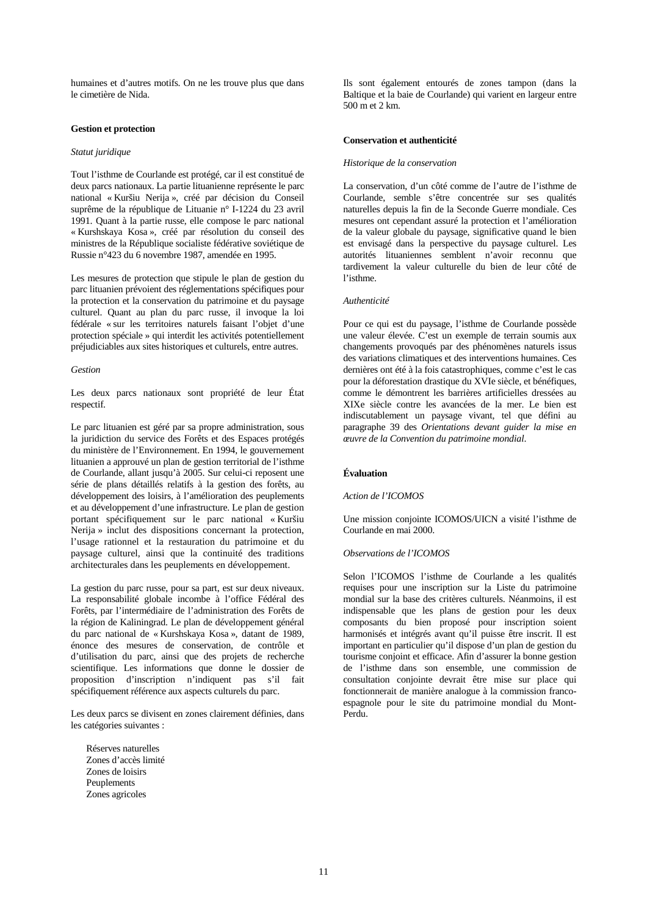humaines et d'autres motifs. On ne les trouve plus que dans le cimetière de Nida.

**Gestion et protection**

*Statut juridique*

Tout l'isthme de Courlande est protégé, car il est constitué de deux parcs nationaux. La partie lituanienne représente le parc national « Kuršiu Nerija », créé par décision du Conseil suprême de la république de Lituanie n° I-1224 du 23 avril 1991. Quant à la partie russe, elle compose le parc national « Kurshskaya Kosa », créé par résolution du conseil des ministres de la République socialiste fédérative soviétique de Russie n°423 du 6 novembre 1987, amendée en 1995.

Les mesures de protection que stipule le plan de gestion du parc lituanien prévoient des réglementations spécifiques pour la protection et la conservation du patrimoine et du paysage culturel. Quant au plan du parc russe, il invoque la loi fédérale « sur les territoires naturels faisant l'objet d'une protection spéciale » qui interdit les activités potentiellement préjudiciables aux sites historiques et culturels, entre autres.

*Gestion*

Les deux parcs nationaux sont propriété de leur État respectif.

Le parc lituanien est géré par sa propre administration, sous la juridiction du service des Forêts et des Espaces protégés du ministère de l'Environnement. En 1994, le gouvernement lituanien a approuvé un plan de gestion territorial de l'isthme de Courlande, allant jusqu'à 2005. Sur celui-ci reposent une série de plans détaillés relatifs à la gestion des forêts, au développement des loisirs, à l'amélioration des peuplements et au développement d'une infrastructure. Le plan de gestion portant spécifiquement sur le parc national « Kuršiu Nerija » inclut des dispositions concernant la protection, l'usage rationnel et la restauration du patrimoine et du paysage culturel, ainsi que la continuité des traditions architecturales dans les peuplements en développement.

La gestion du parc russe, pour sa part, est sur deux niveaux. La responsabilité globale incombe à l'office Fédéral des Forêts, par l'intermédiaire de l'administration des Forêts de la région de Kaliningrad. Le plan de développement général du parc national de « Kurshskaya Kosa », datant de 1989, énonce des mesures de conservation, de contrôle et d'utilisation du parc, ainsi que des projets de recherche scientifique. Les informations que donne le dossier de proposition d'inscription n'indiquent pas s'il fait spécifiquement référence aux aspects culturels du parc.

Les deux parcs se divisent en zones clairement définies, dans les catégories suivantes :

- Réserves naturelles
- Zones d'accès limité
- Zones de loisirs
- Peuplements
- Zones agricoles

Ils sont également entourés de zones tampon (dans la Baltique et la baie de Courlande) qui varient en largeur entre 500 m et 2 km.

**Conservation et authenticité**

*Historique de la conservation*

La conservation, d'un côté comme de l'autre de l'isthme de Courlande, semble s'être concentrée sur ses qualités naturelles depuis la fin de la Seconde Guerre mondiale. Ces mesures ont cependant assuré la protection et l'amélioration de la valeur globale du paysage, significative quand le bien est envisagé dans la perspective du paysage culturel. Les autorités lituaniennes semblent n'avoir reconnu que tardivement la valeur culturelle du bien de leur côté de l'isthme.

*Authenticité*

Pour ce qui est du paysage, l'isthme de Courlande possède une valeur élevée. C'est un exemple de terrain soumis aux changements provoqués par des phénomènes naturels issus des variations climatiques et des interventions humaines. Ces dernières ont été à la fois catastrophiques, comme c'est le cas pour la déforestation drastique du XVIe siècle, et bénéfiques, comme le démontrent les barrières artificielles dressées au XIXe siècle contre les avancées de la mer. Le bien est indiscutablement un paysage vivant, tel que défini au paragraphe 39 des *Orientations devant guider la mise en œuvre de la Convention du patrimoine mondial*.

**Évaluation**

*Action de l'ICOMOS*

Une mission conjointe ICOMOS/UICN a visité l'isthme de Courlande en mai 2000.

*Observations de l'ICOMOS*

Selon l'ICOMOS l'isthme de Courlande a les qualités requises pour une inscription sur la Liste du patrimoine mondial sur la base des critères culturels. Néanmoins, il est indispensable que les plans de gestion pour les deux composants du bien proposé pour inscription soient harmonisés et intégrés avant qu'il puisse être inscrit. Il est important en particulier qu'il dispose d'un plan de gestion du tourisme conjoint et efficace. Afin d'assurer la bonne gestion de l'isthme dans son ensemble, une commission de consultation conjointe devrait être mise sur place qui fonctionnerait de manière analogue à la commission franco-espagnole pour le site du patrimoine mondial du Mont-Perdu.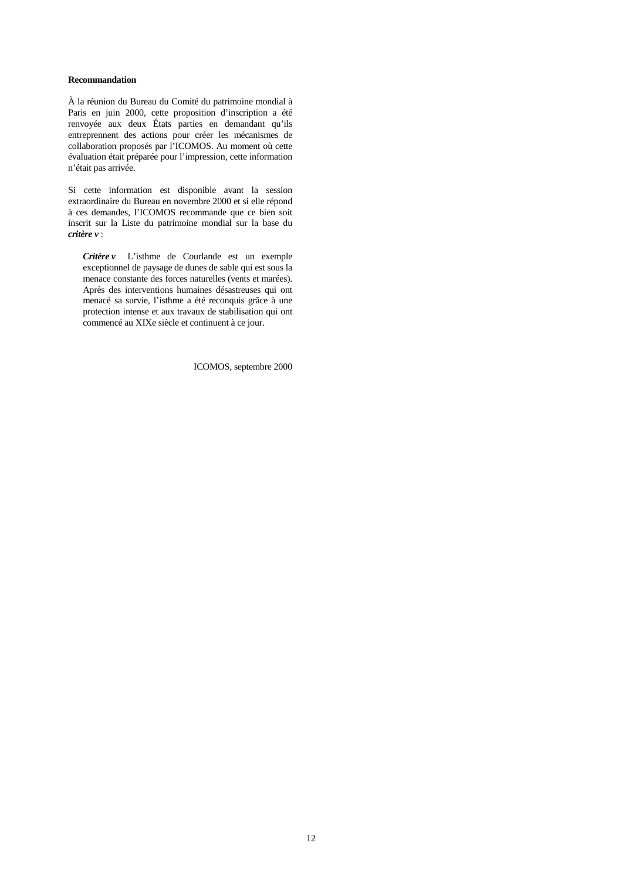**Recommandation**

À la réunion du Bureau du Comité du patrimoine mondial à Paris en juin 2000, cette proposition d'inscription a été renvoyée aux deux États parties en demandant qu'ils entreprennent des actions pour créer les mécanismes de collaboration proposés par l'ICOMOS. Au moment où cette évaluation était préparée pour l'impression, cette information n'était pas arrivée.

Si cette information est disponible avant la session extraordinaire du Bureau en novembre 2000 et si elle répond à ces demandes, l'ICOMOS recommande que ce bien soit inscrit sur la Liste du patrimoine mondial sur la base du ***critère v*** :

> ***Critère v*** L'isthme de Courlande est un exemple exceptionnel de paysage de dunes de sable qui est sous la menace constante des forces naturelles (vents et marées). Après des interventions humaines désastreuses qui ont menacé sa survie, l'isthme a été reconquis grâce à une protection intense et aux travaux de stabilisation qui ont commencé au XIXe siècle et continuent à ce jour.

ICOMOS, septembre 2000